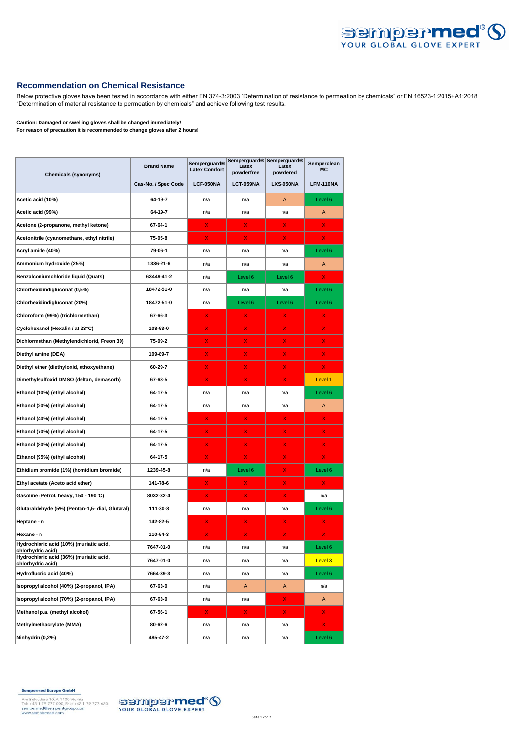## Recommendation on Chemical Resistance

Below protective gloves have been tested in accordance with either EN 374-3:2003 "Determination of resistance to permeation by chemicals" or EN 16523-1:2015+A1:2018 "Determination of material resistance to permeation by chemicals" and achieve following test results.

**Caution: Damaged or swelling gloves shall be changed immediately!**
**For reason of precaution it is recommended to change gloves after 2 hours!**

| Chemicals (synonyms) | Brand Name | Semperguard® Latex Comfort | Semperguard® Latex powderfree | Semperguard® Latex powdered | Semperclean MC |
|---|---|---|---|---|---|
| | Cas-No. / Spec Code | LCF-050NA | LCT-059NA | LXS-050NA | LFM-110NA |
| Acetic acid (10%) | 64-19-7 | n/a | n/a | A | Level 6 |
| Acetic acid (99%) | 64-19-7 | n/a | n/a | n/a | A |
| Acetone (2-propanone, methyl ketone) | 67-64-1 | X | X | X | X |
| Acetonitrile (cyanomethane, ethyl nitrile) | 75-05-8 | X | X | X | X |
| Acryl amide (40%) | 79-06-1 | n/a | n/a | n/a | Level 6 |
| Ammonium hydroxide (25%) | 1336-21-6 | n/a | n/a | n/a | A |
| Benzalconiumchloride liquid (Quats) | 63449-41-2 | n/a | Level 6 | Level 6 | X |
| Chlorhexidindigluconat (0,5%) | 18472-51-0 | n/a | n/a | n/a | Level 6 |
| Chlorhexidindigluconat (20%) | 18472-51-0 | n/a | Level 6 | Level 6 | Level 6 |
| Chloroform (99%) (trichlormethan) | 67-66-3 | X | X | X | X |
| Cyclohexanol (Hexalin / at 23°C) | 108-93-0 | X | X | X | X |
| Dichlormethan (Methylendichlorid, Freon 30) | 75-09-2 | X | X | X | X |
| Diethyl amine (DEA) | 109-89-7 | X | X | X | X |
| Diethyl ether (diethyloxid, ethoxyethane) | 60-29-7 | X | X | X | X |
| Dimethylsulfoxid DMSO (deltan, demasorb) | 67-68-5 | X | X | X | Level 1 |
| Ethanol (10%) (ethyl alcohol) | 64-17-5 | n/a | n/a | n/a | Level 6 |
| Ethanol (20%) (ethyl alcohol) | 64-17-5 | n/a | n/a | n/a | A |
| Ethanol (40%) (ethyl alcohol) | 64-17-5 | X | X | X | X |
| Ethanol (70%) (ethyl alcohol) | 64-17-5 | X | X | X | X |
| Ethanol (80%) (ethyl alcohol) | 64-17-5 | X | X | X | X |
| Ethanol (95%) (ethyl alcohol) | 64-17-5 | X | X | X | X |
| Ethidium bromide (1%) (homidium bromide) | 1239-45-8 | n/a | Level 6 | X | Level 6 |
| Ethyl acetate (Aceto acid ether) | 141-78-6 | X | X | X | X |
| Gasoline (Petrol, heavy, 150 - 190°C) | 8032-32-4 | X | X | X | n/a |
| Glutaraldehyde (5%) (Pentan-1,5- dial, Glutaral) | 111-30-8 | n/a | n/a | n/a | Level 6 |
| Heptane - n | 142-82-5 | X | X | X | X |
| Hexane - n | 110-54-3 | X | X | X | X |
| Hydrochloric acid (10%) (muriatic acid, chlorhydric acid) | 7647-01-0 | n/a | n/a | n/a | Level 6 |
| Hydrochloric acid (36%) (muriatic acid, chlorhydric acid) | 7647-01-0 | n/a | n/a | n/a | Level 3 |
| Hydrofluoric acid (40%) | 7664-39-3 | n/a | n/a | n/a | Level 6 |
| Isopropyl alcohol (40%) (2-propanol, IPA) | 67-63-0 | n/a | A | A | n/a |
| Isopropyl alcohol (70%) (2-propanol, IPA) | 67-63-0 | n/a | n/a | X | A |
| Methanol p.a. (methyl alcohol) | 67-56-1 | X | X | X | X |
| Methylmethacrylate (MMA) | 80-62-6 | n/a | n/a | n/a | X |
| Ninhydrin (0,2%) | 485-47-2 | n/a | n/a | n/a | Level 6 |

**Sempermed Europe GmbH**

Am Belvedere 10, A-1100 Vienna
Tel: +43-1-79-777-000, Fax: +43-1-79-777-630
sempermed@semperitgroup.com
www.sempermed.com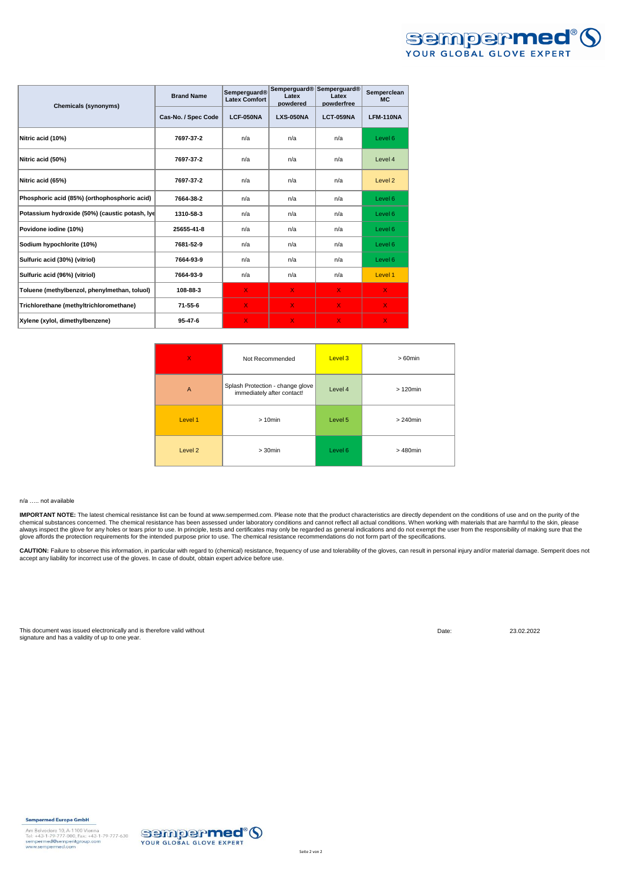| Chemicals (synonyms) | Brand Name | Semperguard® Latex Comfort | Semperguard® Latex powdered | Semperguard® Latex powderfree | Semperclean MC |
|---|---|---|---|---|---|
| | Cas-No. / Spec Code | LCF-050NA | LXS-050NA | LCT-059NA | LFM-110NA |
| Nitric acid (10%) | 7697-37-2 | n/a | n/a | n/a | Level 6 |
| Nitric acid (50%) | 7697-37-2 | n/a | n/a | n/a | Level 4 |
| Nitric acid (65%) | 7697-37-2 | n/a | n/a | n/a | Level 2 |
| Phosphoric acid (85%) (orthophosphoric acid) | 7664-38-2 | n/a | n/a | n/a | Level 6 |
| Potassium hydroxide (50%) (caustic potash, lye | 1310-58-3 | n/a | n/a | n/a | Level 6 |
| Povidone iodine (10%) | 25655-41-8 | n/a | n/a | n/a | Level 6 |
| Sodium hypochlorite (10%) | 7681-52-9 | n/a | n/a | n/a | Level 6 |
| Sulfuric acid (30%) (vitriol) | 7664-93-9 | n/a | n/a | n/a | Level 6 |
| Sulfuric acid (96%) (vitriol) | 7664-93-9 | n/a | n/a | n/a | Level 1 |
| Toluene (methylbenzol, phenylmethan, toluol) | 108-88-3 | X | X | X | X |
| Trichlorethane (methyltrichloromethane) | 71-55-6 | X | X | X | X |
| Xylene (xylol, dimethylbenzene) | 95-47-6 | X | X | X | X |

| | | | |
|---|---|---|---|
| X | Not Recommended | Level 3 | > 60min |
| A | Splash Protection - change glove immediately after contact! | Level 4 | > 120min |
| Level 1 | > 10min | Level 5 | > 240min |
| Level 2 | > 30min | Level 6 | > 480min |

n/a ….. not available

**IMPORTANT NOTE:** The latest chemical resistance list can be found at www.sempermed.com. Please note that the product characteristics are directly dependent on the conditions of use and on the purity of the chemical substances concerned. The chemical resistance has been assessed under laboratory conditions and cannot reflect all actual conditions. When working with materials that are harmful to the skin, please always inspect the glove for any holes or tears prior to use. In principle, tests and certificates may only be regarded as general indications and do not exempt the user from the responsibility of making sure that the glove affords the protection requirements for the intended purpose prior to use. The chemical resistance recommendations do not form part of the specifications.

**CAUTION:** Failure to observe this information, in particular with regard to (chemical) resistance, frequency of use and tolerability of the gloves, can result in personal injury and/or material damage. Semperit does not accept any liability for incorrect use of the gloves. In case of doubt, obtain expert advice before use.

This document was issued electronically and is therefore valid without signature and has a validity of up to one year.

Date: 23.02.2022

**Sempermed Europe GmbH**

Am Belvedere 10, A-1100 Vienna
Tel: +43-1-79-777-000, Fax: +43-1-79-777-630
sempermed@semperitgroup.com
www.sempermed.com